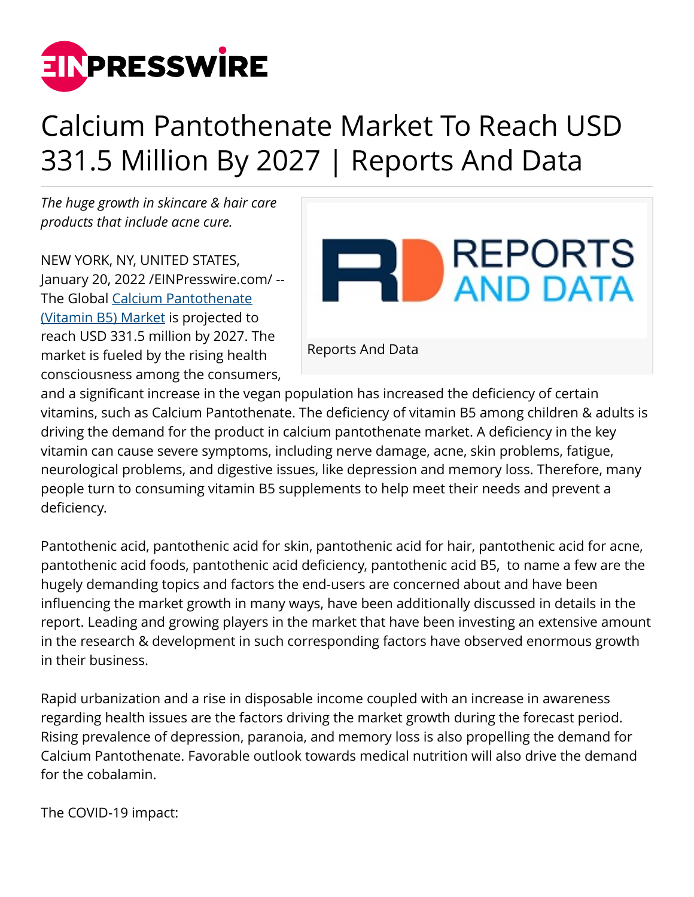# Calcium Pantothenate Market To Reach USD 331.5 Million By 2027 | Reports And Data

*The huge growth in skincare & hair care products that include acne cure.*

Reports And Data

NEW YORK, NY, UNITED STATES, January 20, 2022 /EINPresswire.com/ -- The Global [Calcium Pantothenate (Vitamin B5) Market]() is projected to reach USD 331.5 million by 2027. The market is fueled by the rising health consciousness among the consumers, and a significant increase in the vegan population has increased the deficiency of certain vitamins, such as Calcium Pantothenate. The deficiency of vitamin B5 among children & adults is driving the demand for the product in calcium pantothenate market. A deficiency in the key vitamin can cause severe symptoms, including nerve damage, acne, skin problems, fatigue, neurological problems, and digestive issues, like depression and memory loss. Therefore, many people turn to consuming vitamin B5 supplements to help meet their needs and prevent a deficiency.

Pantothenic acid, pantothenic acid for skin, pantothenic acid for hair, pantothenic acid for acne, pantothenic acid foods, pantothenic acid deficiency, pantothenic acid B5, to name a few are the hugely demanding topics and factors the end-users are concerned about and have been influencing the market growth in many ways, have been additionally discussed in details in the report. Leading and growing players in the market that have been investing an extensive amount in the research & development in such corresponding factors have observed enormous growth in their business.

Rapid urbanization and a rise in disposable income coupled with an increase in awareness regarding health issues are the factors driving the market growth during the forecast period. Rising prevalence of depression, paranoia, and memory loss is also propelling the demand for Calcium Pantothenate. Favorable outlook towards medical nutrition will also drive the demand for the cobalamin.

The COVID-19 impact: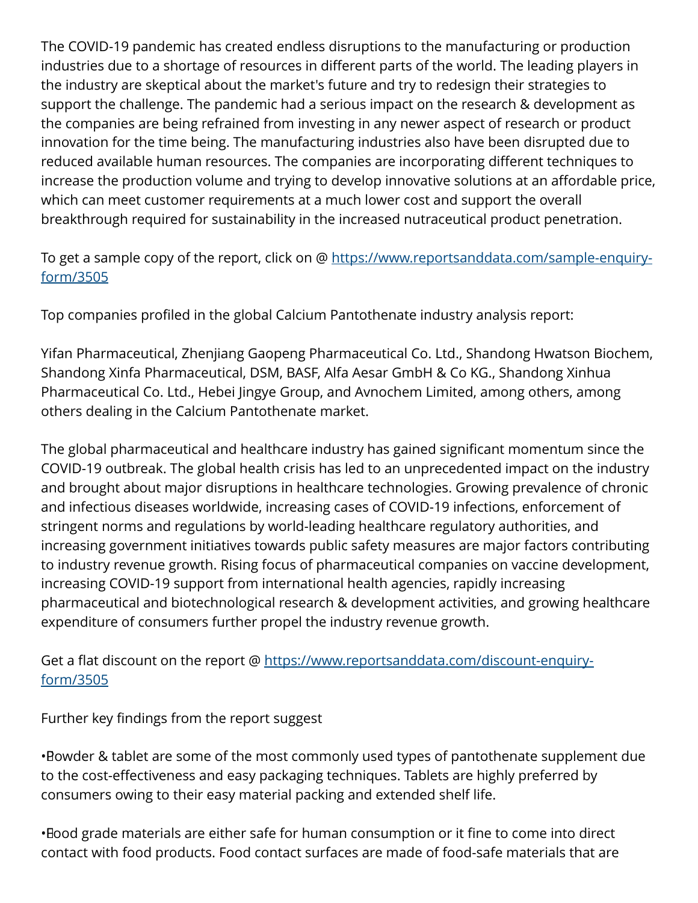The COVID-19 pandemic has created endless disruptions to the manufacturing or production industries due to a shortage of resources in different parts of the world. The leading players in the industry are skeptical about the market's future and try to redesign their strategies to support the challenge. The pandemic had a serious impact on the research & development as the companies are being refrained from investing in any newer aspect of research or product innovation for the time being. The manufacturing industries also have been disrupted due to reduced available human resources. The companies are incorporating different techniques to increase the production volume and trying to develop innovative solutions at an affordable price, which can meet customer requirements at a much lower cost and support the overall breakthrough required for sustainability in the increased nutraceutical product penetration.

To get a sample copy of the report, click on @ [https://www.reportsanddata.com/sample-enquiry-form/3505](https://www.reportsanddata.com/sample-enquiry-form/3505)

Top companies profiled in the global Calcium Pantothenate industry analysis report:

Yifan Pharmaceutical, Zhenjiang Gaopeng Pharmaceutical Co. Ltd., Shandong Hwatson Biochem, Shandong Xinfa Pharmaceutical, DSM, BASF, Alfa Aesar GmbH & Co KG., Shandong Xinhua Pharmaceutical Co. Ltd., Hebei Jingye Group, and Avnochem Limited, among others, among others dealing in the Calcium Pantothenate market.

The global pharmaceutical and healthcare industry has gained significant momentum since the COVID-19 outbreak. The global health crisis has led to an unprecedented impact on the industry and brought about major disruptions in healthcare technologies. Growing prevalence of chronic and infectious diseases worldwide, increasing cases of COVID-19 infections, enforcement of stringent norms and regulations by world-leading healthcare regulatory authorities, and increasing government initiatives towards public safety measures are major factors contributing to industry revenue growth. Rising focus of pharmaceutical companies on vaccine development, increasing COVID-19 support from international health agencies, rapidly increasing pharmaceutical and biotechnological research & development activities, and growing healthcare expenditure of consumers further propel the industry revenue growth.

Get a flat discount on the report @ [https://www.reportsanddata.com/discount-enquiry-form/3505](https://www.reportsanddata.com/discount-enquiry-form/3505)

Further key findings from the report suggest

- Powder & tablet are some of the most commonly used types of pantothenate supplement due to the cost-effectiveness and easy packaging techniques. Tablets are highly preferred by consumers owing to their easy material packing and extended shelf life.

- Food grade materials are either safe for human consumption or it fine to come into direct contact with food products. Food contact surfaces are made of food-safe materials that are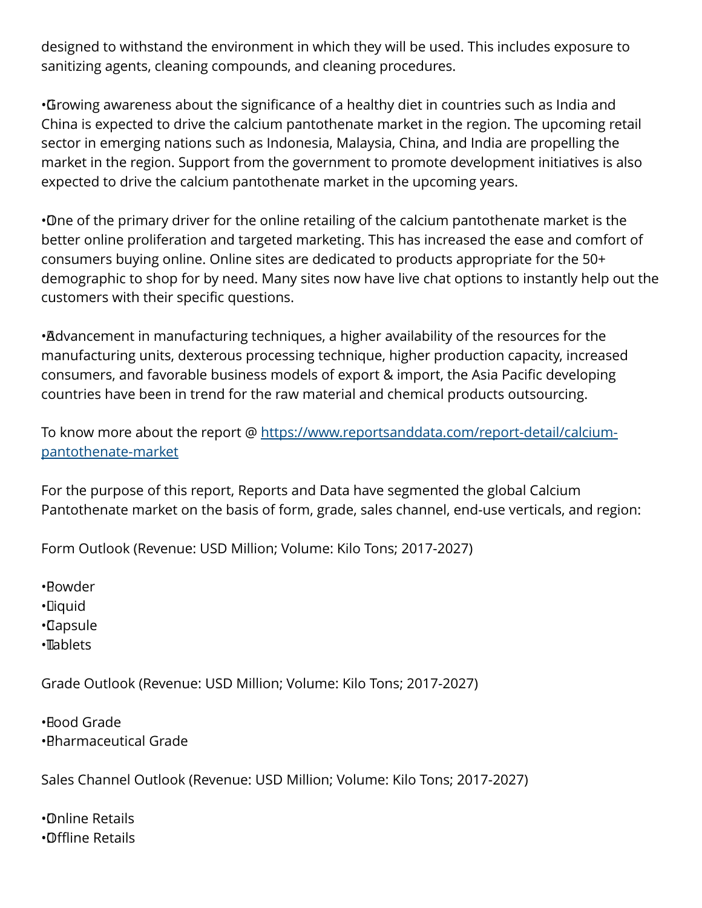designed to withstand the environment in which they will be used. This includes exposure to sanitizing agents, cleaning compounds, and cleaning procedures.

- Growing awareness about the significance of a healthy diet in countries such as India and China is expected to drive the calcium pantothenate market in the region. The upcoming retail sector in emerging nations such as Indonesia, Malaysia, China, and India are propelling the market in the region. Support from the government to promote development initiatives is also expected to drive the calcium pantothenate market in the upcoming years.

- One of the primary driver for the online retailing of the calcium pantothenate market is the better online proliferation and targeted marketing. This has increased the ease and comfort of consumers buying online. Online sites are dedicated to products appropriate for the 50+ demographic to shop for by need. Many sites now have live chat options to instantly help out the customers with their specific questions.

- Advancement in manufacturing techniques, a higher availability of the resources for the manufacturing units, dexterous processing technique, higher production capacity, increased consumers, and favorable business models of export & import, the Asia Pacific developing countries have been in trend for the raw material and chemical products outsourcing.

To know more about the report @ [https://www.reportsanddata.com/report-detail/calcium-pantothenate-market](https://www.reportsanddata.com/report-detail/calcium-pantothenate-market)

For the purpose of this report, Reports and Data have segmented the global Calcium Pantothenate market on the basis of form, grade, sales channel, end-use verticals, and region:

Form Outlook (Revenue: USD Million; Volume: Kilo Tons; 2017-2027)

- Powder
- Liquid
- Capsule
- Tablets

Grade Outlook (Revenue: USD Million; Volume: Kilo Tons; 2017-2027)

- Food Grade
- Pharmaceutical Grade

Sales Channel Outlook (Revenue: USD Million; Volume: Kilo Tons; 2017-2027)

- Online Retails
- Offline Retails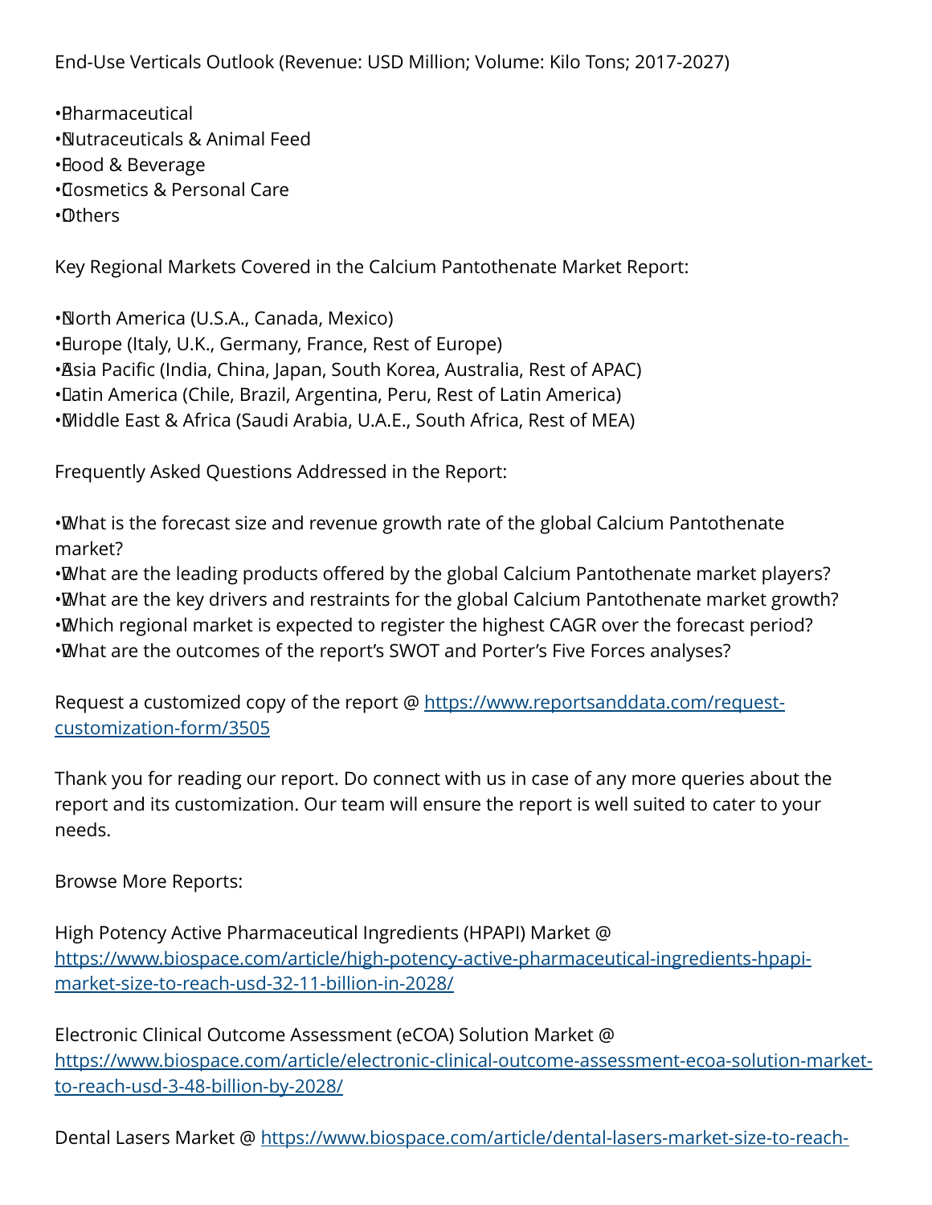End-Use Verticals Outlook (Revenue: USD Million; Volume: Kilo Tons; 2017-2027)

- Pharmaceutical
- Nutraceuticals & Animal Feed
- Food & Beverage
- Cosmetics & Personal Care
- Others

Key Regional Markets Covered in the Calcium Pantothenate Market Report:

- North America (U.S.A., Canada, Mexico)
- Europe (Italy, U.K., Germany, France, Rest of Europe)
- Asia Pacific (India, China, Japan, South Korea, Australia, Rest of APAC)
- Latin America (Chile, Brazil, Argentina, Peru, Rest of Latin America)
- Middle East & Africa (Saudi Arabia, U.A.E., South Africa, Rest of MEA)

Frequently Asked Questions Addressed in the Report:

- What is the forecast size and revenue growth rate of the global Calcium Pantothenate market?
- What are the leading products offered by the global Calcium Pantothenate market players?
- What are the key drivers and restraints for the global Calcium Pantothenate market growth?
- Which regional market is expected to register the highest CAGR over the forecast period?
- What are the outcomes of the report's SWOT and Porter's Five Forces analyses?

Request a customized copy of the report @ [https://www.reportsanddata.com/request-customization-form/3505](https://www.reportsanddata.com/request-customization-form/3505)

Thank you for reading our report. Do connect with us in case of any more queries about the report and its customization. Our team will ensure the report is well suited to cater to your needs.

Browse More Reports:

High Potency Active Pharmaceutical Ingredients (HPAPI) Market @ [https://www.biospace.com/article/high-potency-active-pharmaceutical-ingredients-hpapi-market-size-to-reach-usd-32-11-billion-in-2028/](https://www.biospace.com/article/high-potency-active-pharmaceutical-ingredients-hpapi-market-size-to-reach-usd-32-11-billion-in-2028/)

Electronic Clinical Outcome Assessment (eCOA) Solution Market @ [https://www.biospace.com/article/electronic-clinical-outcome-assessment-ecoa-solution-market-to-reach-usd-3-48-billion-by-2028/](https://www.biospace.com/article/electronic-clinical-outcome-assessment-ecoa-solution-market-to-reach-usd-3-48-billion-by-2028/)

Dental Lasers Market @ https://www.biospace.com/article/dental-lasers-market-size-to-reach-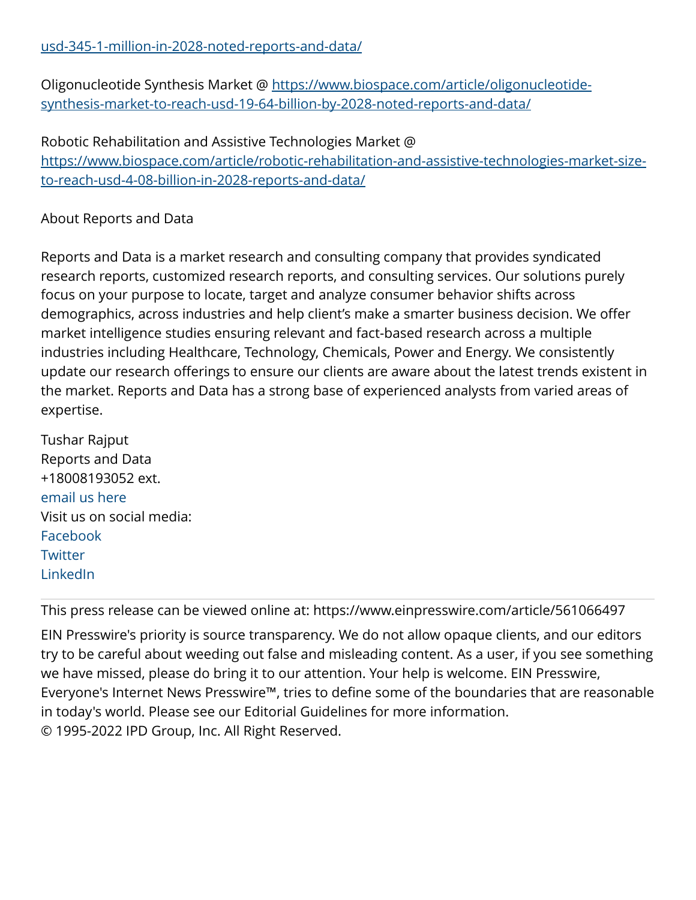[usd-345-1-million-in-2028-noted-reports-and-data/](usd-345-1-million-in-2028-noted-reports-and-data/)

Oligonucleotide Synthesis Market @ [https://www.biospace.com/article/oligonucleotide-synthesis-market-to-reach-usd-19-64-billion-by-2028-noted-reports-and-data/](https://www.biospace.com/article/oligonucleotide-synthesis-market-to-reach-usd-19-64-billion-by-2028-noted-reports-and-data/)

Robotic Rehabilitation and Assistive Technologies Market @ [https://www.biospace.com/article/robotic-rehabilitation-and-assistive-technologies-market-size-to-reach-usd-4-08-billion-in-2028-reports-and-data/](https://www.biospace.com/article/robotic-rehabilitation-and-assistive-technologies-market-size-to-reach-usd-4-08-billion-in-2028-reports-and-data/)

About Reports and Data

Reports and Data is a market research and consulting company that provides syndicated research reports, customized research reports, and consulting services. Our solutions purely focus on your purpose to locate, target and analyze consumer behavior shifts across demographics, across industries and help client's make a smarter business decision. We offer market intelligence studies ensuring relevant and fact-based research across a multiple industries including Healthcare, Technology, Chemicals, Power and Energy. We consistently update our research offerings to ensure our clients are aware about the latest trends existent in the market. Reports and Data has a strong base of experienced analysts from varied areas of expertise.

Tushar Rajput  
Reports and Data  
+18008193052 ext.  
email us here  
Visit us on social media:  
Facebook  
Twitter  
LinkedIn

---

This press release can be viewed online at: https://www.einpresswire.com/article/561066497

EIN Presswire's priority is source transparency. We do not allow opaque clients, and our editors try to be careful about weeding out false and misleading content. As a user, if you see something we have missed, please do bring it to our attention. Your help is welcome. EIN Presswire, Everyone's Internet News Presswire™, tries to define some of the boundaries that are reasonable in today's world. Please see our Editorial Guidelines for more information.  
© 1995-2022 IPD Group, Inc. All Right Reserved.